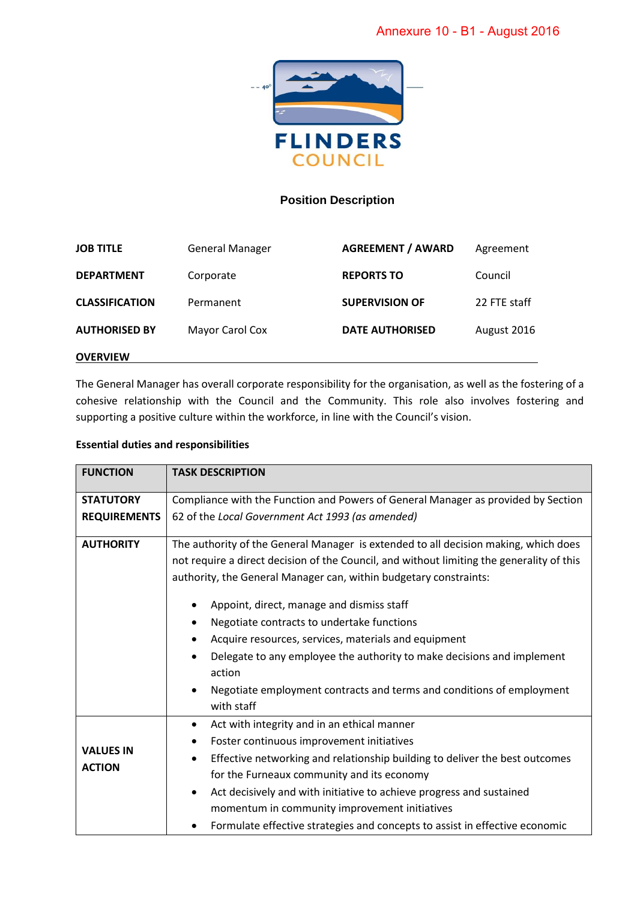Annexure 10 - B1 - August 2016

FLINDERS COUNCIL

## Position Description

| | | | |
|---|---|---|---|
| **JOB TITLE** | General Manager | **AGREEMENT / AWARD** | Agreement |
| **DEPARTMENT** | Corporate | **REPORTS TO** | Council |
| **CLASSIFICATION** | Permanent | **SUPERVISION OF** | 22 FTE staff |
| **AUTHORISED BY** | Mayor Carol Cox | **DATE AUTHORISED** | August 2016 |

**OVERVIEW**

The General Manager has overall corporate responsibility for the organisation, as well as the fostering of a cohesive relationship with the Council and the Community. This role also involves fostering and supporting a positive culture within the workforce, in line with the Council's vision.

**Essential duties and responsibilities**

| FUNCTION | TASK DESCRIPTION |
|---|---|
| **STATUTORY REQUIREMENTS** | Compliance with the Function and Powers of General Manager as provided by Section 62 of the *Local Government Act 1993 (as amended)* |
| **AUTHORITY** | The authority of the General Manager is extended to all decision making, which does not require a direct decision of the Council, and without limiting the generality of this authority, the General Manager can, within budgetary constraints:<br>• Appoint, direct, manage and dismiss staff<br>• Negotiate contracts to undertake functions<br>• Acquire resources, services, materials and equipment<br>• Delegate to any employee the authority to make decisions and implement action<br>• Negotiate employment contracts and terms and conditions of employment with staff |
| **VALUES IN ACTION** | • Act with integrity and in an ethical manner<br>• Foster continuous improvement initiatives<br>• Effective networking and relationship building to deliver the best outcomes for the Furneaux community and its economy<br>• Act decisively and with initiative to achieve progress and sustained momentum in community improvement initiatives<br>• Formulate effective strategies and concepts to assist in effective economic |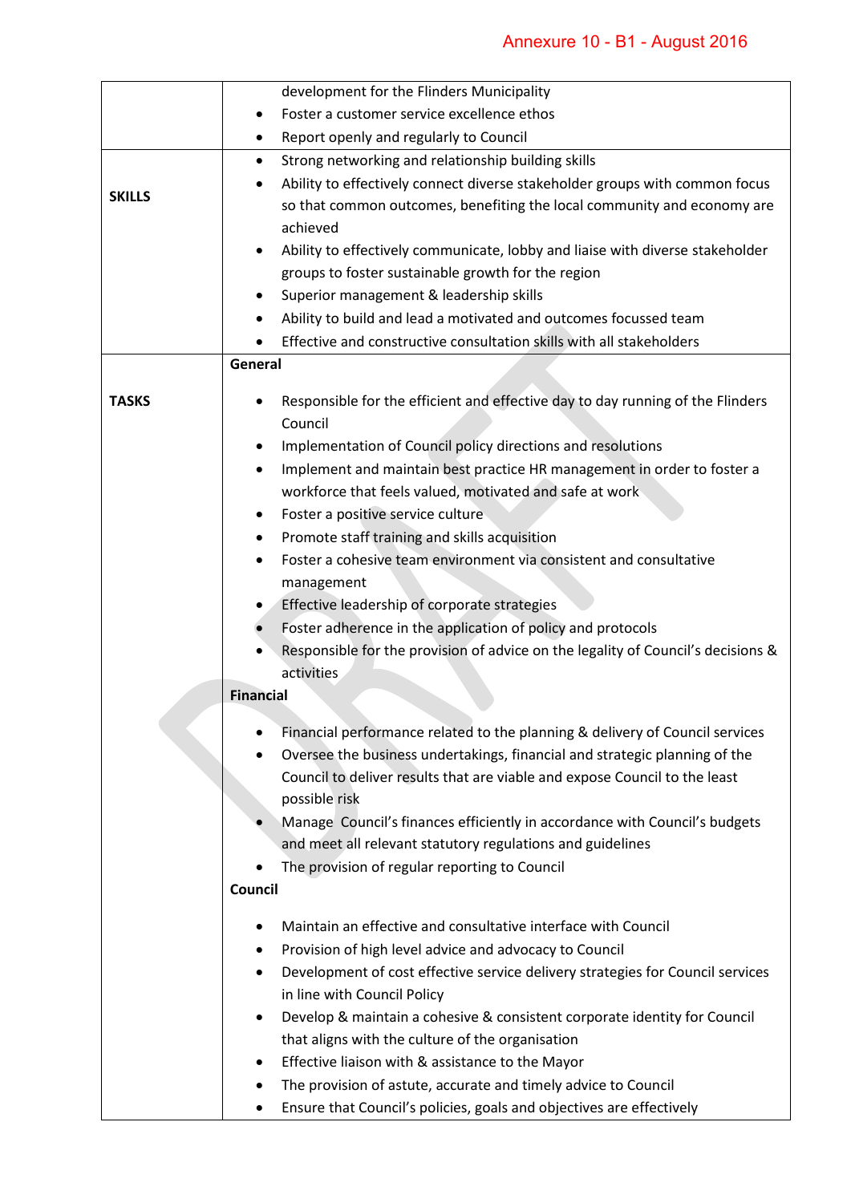| | |
|---|---|
| | development for the Flinders Municipality<br>• Foster a customer service excellence ethos<br>• Report openly and regularly to Council |
| **SKILLS** | • Strong networking and relationship building skills<br>• Ability to effectively connect diverse stakeholder groups with common focus so that common outcomes, benefiting the local community and economy are achieved<br>• Ability to effectively communicate, lobby and liaise with diverse stakeholder groups to foster sustainable growth for the region<br>• Superior management & leadership skills<br>• Ability to build and lead a motivated and outcomes focussed team<br>• Effective and constructive consultation skills with all stakeholders |
| **TASKS** | **General**<br>• Responsible for the efficient and effective day to day running of the Flinders Council<br>• Implementation of Council policy directions and resolutions<br>• Implement and maintain best practice HR management in order to foster a workforce that feels valued, motivated and safe at work<br>• Foster a positive service culture<br>• Promote staff training and skills acquisition<br>• Foster a cohesive team environment via consistent and consultative management<br>• Effective leadership of corporate strategies<br>• Foster adherence in the application of policy and protocols<br>• Responsible for the provision of advice on the legality of Council's decisions & activities<br>**Financial**<br>• Financial performance related to the planning & delivery of Council services<br>• Oversee the business undertakings, financial and strategic planning of the Council to deliver results that are viable and expose Council to the least possible risk<br>• Manage Council's finances efficiently in accordance with Council's budgets and meet all relevant statutory regulations and guidelines<br>• The provision of regular reporting to Council<br>**Council**<br>• Maintain an effective and consultative interface with Council<br>• Provision of high level advice and advocacy to Council<br>• Development of cost effective service delivery strategies for Council services in line with Council Policy<br>• Develop & maintain a cohesive & consistent corporate identity for Council that aligns with the culture of the organisation<br>• Effective liaison with & assistance to the Mayor<br>• The provision of astute, accurate and timely advice to Council<br>• Ensure that Council's policies, goals and objectives are effectively |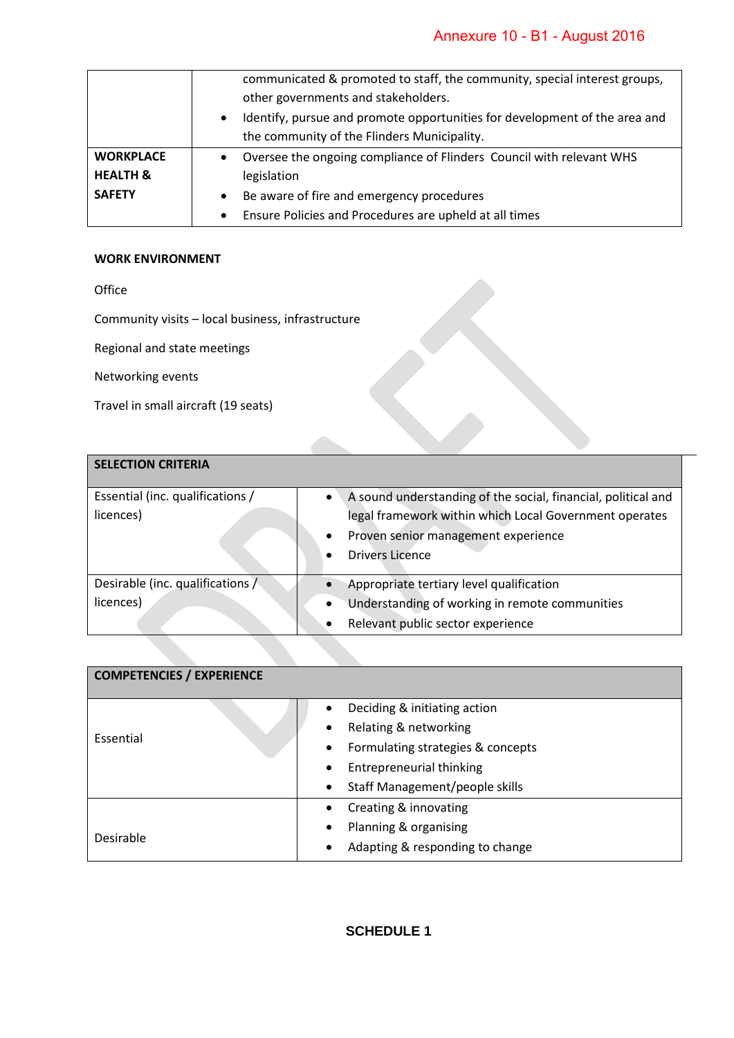| | |
|---|---|
| | communicated & promoted to staff, the community, special interest groups, other governments and stakeholders.<br>• Identify, pursue and promote opportunities for development of the area and the community of the Flinders Municipality. |
| **WORKPLACE HEALTH & SAFETY** | • Oversee the ongoing compliance of Flinders Council with relevant WHS legislation<br>• Be aware of fire and emergency procedures<br>• Ensure Policies and Procedures are upheld at all times |

**WORK ENVIRONMENT**

Office

Community visits – local business, infrastructure

Regional and state meetings

Networking events

Travel in small aircraft (19 seats)

| **SELECTION CRITERIA** | |
|---|---|
| Essential (inc. qualifications / licences) | • A sound understanding of the social, financial, political and legal framework within which Local Government operates<br>• Proven senior management experience<br>• Drivers Licence |
| Desirable (inc. qualifications / licences) | • Appropriate tertiary level qualification<br>• Understanding of working in remote communities<br>• Relevant public sector experience |

| **COMPETENCIES / EXPERIENCE** | |
|---|---|
| Essential | • Deciding & initiating action<br>• Relating & networking<br>• Formulating strategies & concepts<br>• Entrepreneurial thinking<br>• Staff Management/people skills |
| Desirable | • Creating & innovating<br>• Planning & organising<br>• Adapting & responding to change |

**SCHEDULE 1**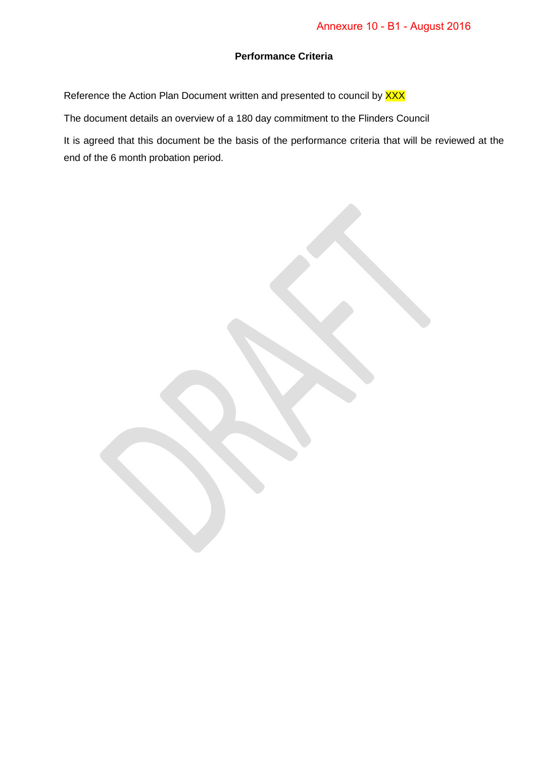Annexure 10 - B1 - August 2016

**Performance Criteria**

Reference the Action Plan Document written and presented to council by XXX

The document details an overview of a 180 day commitment to the Flinders Council

It is agreed that this document be the basis of the performance criteria that will be reviewed at the end of the 6 month probation period.